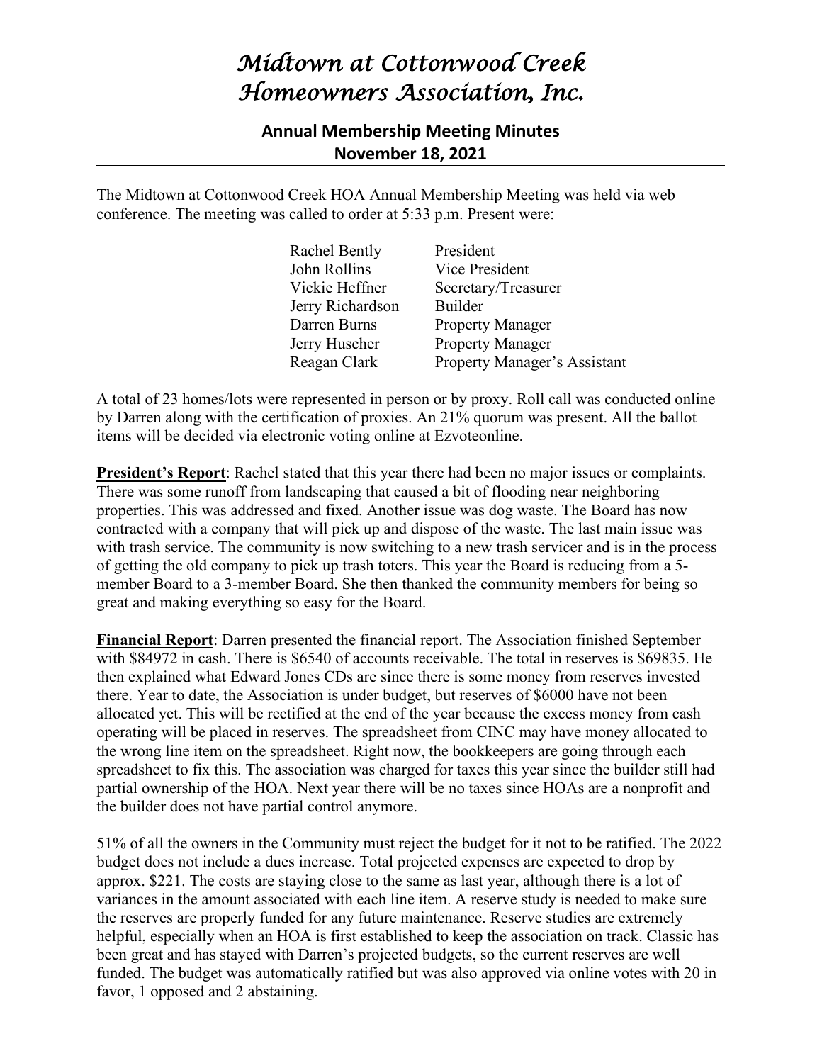# *Midtown at Cottonwood Creek Homeowners Association, Inc.*

## Annual Membership Meeting Minutes
## November 18, 2021

The Midtown at Cottonwood Creek HOA Annual Membership Meeting was held via web conference. The meeting was called to order at 5:33 p.m. Present were:

| | |
|---|---|
| Rachel Bently | President |
| John Rollins | Vice President |
| Vickie Heffner | Secretary/Treasurer |
| Jerry Richardson | Builder |
| Darren Burns | Property Manager |
| Jerry Huscher | Property Manager |
| Reagan Clark | Property Manager's Assistant |

A total of 23 homes/lots were represented in person or by proxy. Roll call was conducted online by Darren along with the certification of proxies. An 21% quorum was present. All the ballot items will be decided via electronic voting online at Ezvoteonline.

**President's Report**: Rachel stated that this year there had been no major issues or complaints. There was some runoff from landscaping that caused a bit of flooding near neighboring properties. This was addressed and fixed. Another issue was dog waste. The Board has now contracted with a company that will pick up and dispose of the waste. The last main issue was with trash service. The community is now switching to a new trash servicer and is in the process of getting the old company to pick up trash toters. This year the Board is reducing from a 5-member Board to a 3-member Board. She then thanked the community members for being so great and making everything so easy for the Board.

**Financial Report**: Darren presented the financial report. The Association finished September with $84972 in cash. There is $6540 of accounts receivable. The total in reserves is $69835. He then explained what Edward Jones CDs are since there is some money from reserves invested there. Year to date, the Association is under budget, but reserves of $6000 have not been allocated yet. This will be rectified at the end of the year because the excess money from cash operating will be placed in reserves. The spreadsheet from CINC may have money allocated to the wrong line item on the spreadsheet. Right now, the bookkeepers are going through each spreadsheet to fix this. The association was charged for taxes this year since the builder still had partial ownership of the HOA. Next year there will be no taxes since HOAs are a nonprofit and the builder does not have partial control anymore.

51% of all the owners in the Community must reject the budget for it not to be ratified. The 2022 budget does not include a dues increase. Total projected expenses are expected to drop by approx. $221. The costs are staying close to the same as last year, although there is a lot of variances in the amount associated with each line item. A reserve study is needed to make sure the reserves are properly funded for any future maintenance. Reserve studies are extremely helpful, especially when an HOA is first established to keep the association on track. Classic has been great and has stayed with Darren's projected budgets, so the current reserves are well funded. The budget was automatically ratified but was also approved via online votes with 20 in favor, 1 opposed and 2 abstaining.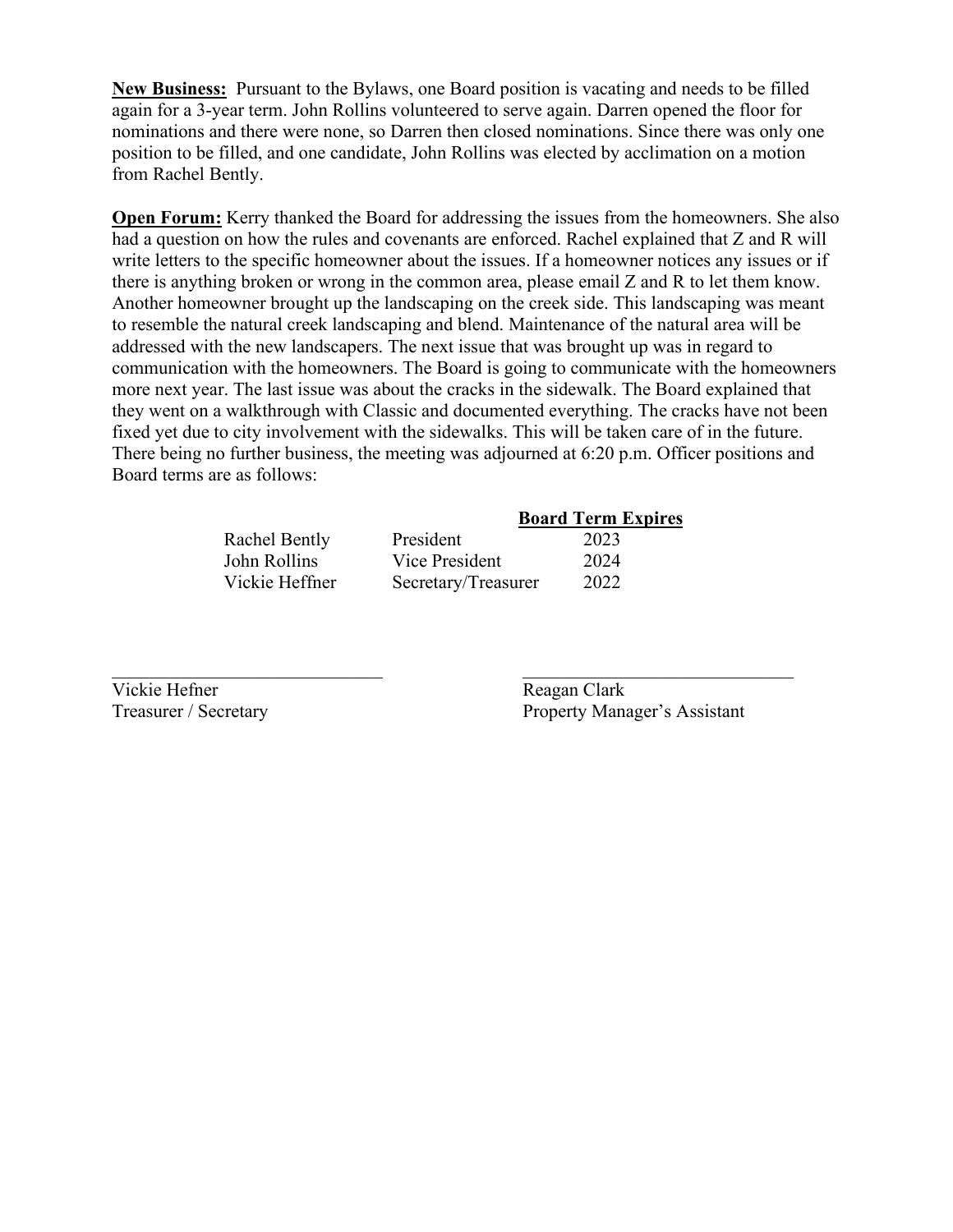**New Business:** Pursuant to the Bylaws, one Board position is vacating and needs to be filled again for a 3-year term. John Rollins volunteered to serve again. Darren opened the floor for nominations and there were none, so Darren then closed nominations. Since there was only one position to be filled, and one candidate, John Rollins was elected by acclimation on a motion from Rachel Bently.

**Open Forum:** Kerry thanked the Board for addressing the issues from the homeowners. She also had a question on how the rules and covenants are enforced. Rachel explained that Z and R will write letters to the specific homeowner about the issues. If a homeowner notices any issues or if there is anything broken or wrong in the common area, please email Z and R to let them know. Another homeowner brought up the landscaping on the creek side. This landscaping was meant to resemble the natural creek landscaping and blend. Maintenance of the natural area will be addressed with the new landscapers. The next issue that was brought up was in regard to communication with the homeowners. The Board is going to communicate with the homeowners more next year. The last issue was about the cracks in the sidewalk. The Board explained that they went on a walkthrough with Classic and documented everything. The cracks have not been fixed yet due to city involvement with the sidewalks. This will be taken care of in the future. There being no further business, the meeting was adjourned at 6:20 p.m. Officer positions and Board terms are as follows:

| | | Board Term Expires |
|---|---|---|
| Rachel Bently | President | 2023 |
| John Rollins | Vice President | 2024 |
| Vickie Heffner | Secretary/Treasurer | 2022 |

\_\_\_\_\_\_\_\_\_\_\_\_\_\_\_\_\_\_\_\_\_\_\_\_\_\_\_\_\_\_
Vickie Hefner
Treasurer / Secretary

\_\_\_\_\_\_\_\_\_\_\_\_\_\_\_\_\_\_\_\_\_\_\_\_\_\_\_\_\_\_
Reagan Clark
Property Manager's Assistant